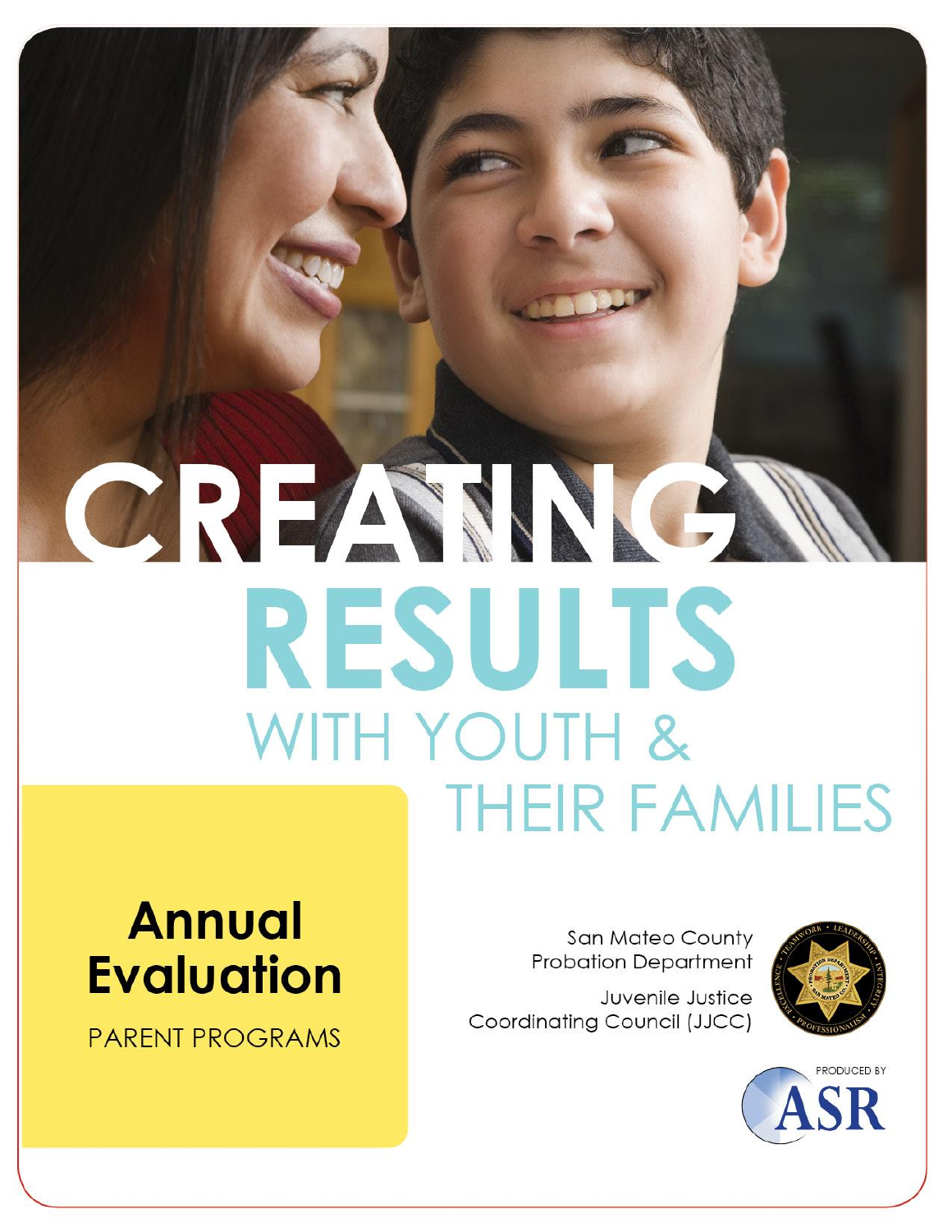# CREATING RESULTS WITH YOUTH & THEIR FAMILIES

## Annual Evaluation

PARENT PROGRAMS

San Mateo County Probation Department

Juvenile Justice Coordinating Council (JJCC)

PRODUCED BY ASR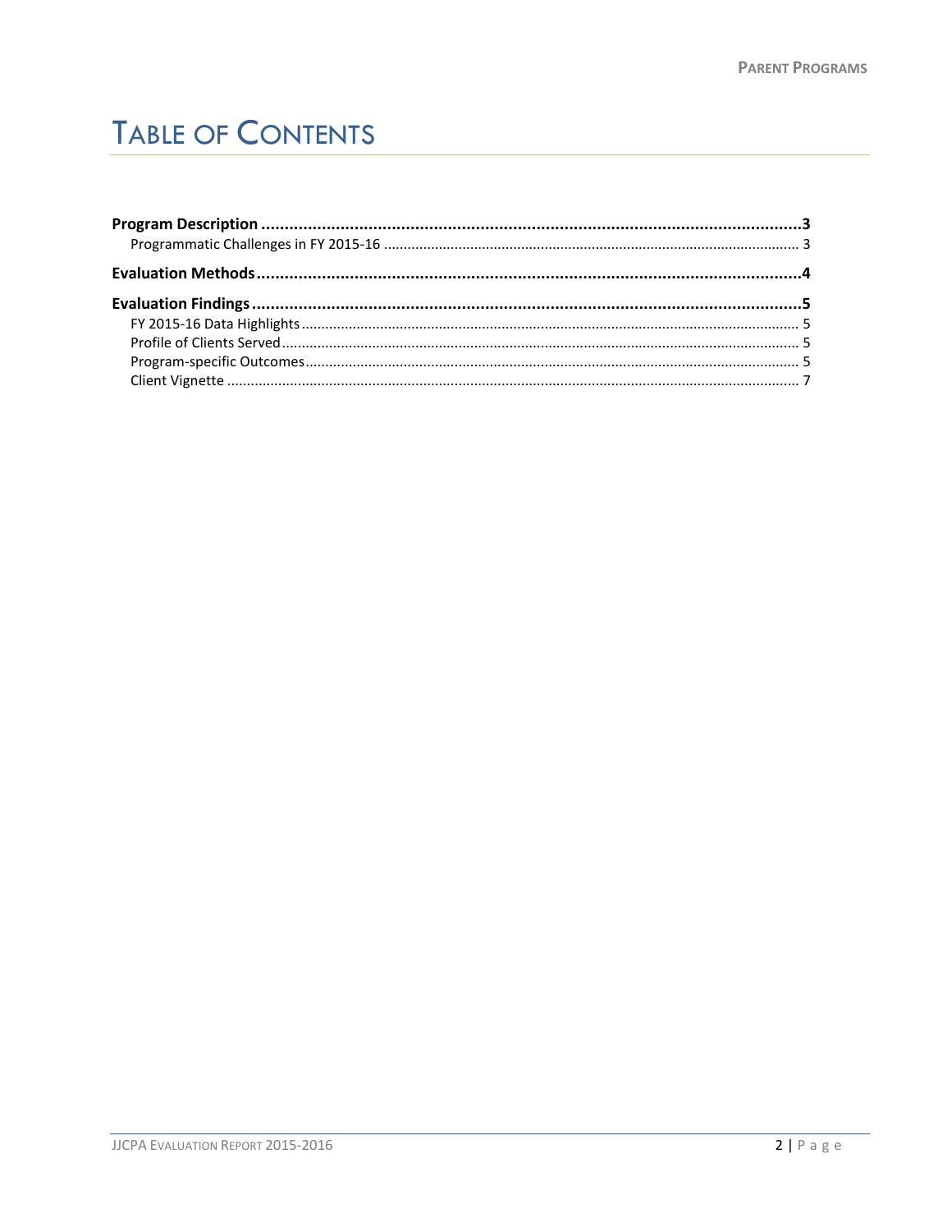# TABLE OF CONTENTS

**Program Description** .......... **3**
- Programmatic Challenges in FY 2015-16 .......... 3

**Evaluation Methods** .......... **4**

**Evaluation Findings** .......... **5**
- FY 2015-16 Data Highlights .......... 5
- Profile of Clients Served .......... 5
- Program-specific Outcomes .......... 5
- Client Vignette .......... 7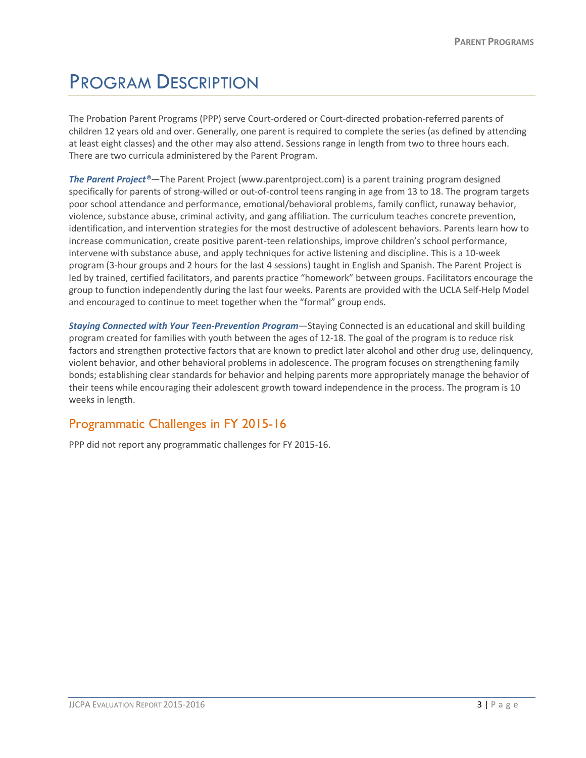# Program Description

The Probation Parent Programs (PPP) serve Court-ordered or Court-directed probation-referred parents of children 12 years old and over. Generally, one parent is required to complete the series (as defined by attending at least eight classes) and the other may also attend. Sessions range in length from two to three hours each. There are two curricula administered by the Parent Program.

***The Parent Project®***—The Parent Project (www.parentproject.com) is a parent training program designed specifically for parents of strong-willed or out-of-control teens ranging in age from 13 to 18. The program targets poor school attendance and performance, emotional/behavioral problems, family conflict, runaway behavior, violence, substance abuse, criminal activity, and gang affiliation. The curriculum teaches concrete prevention, identification, and intervention strategies for the most destructive of adolescent behaviors. Parents learn how to increase communication, create positive parent-teen relationships, improve children's school performance, intervene with substance abuse, and apply techniques for active listening and discipline. This is a 10-week program (3-hour groups and 2 hours for the last 4 sessions) taught in English and Spanish. The Parent Project is led by trained, certified facilitators, and parents practice "homework" between groups. Facilitators encourage the group to function independently during the last four weeks. Parents are provided with the UCLA Self-Help Model and encouraged to continue to meet together when the "formal" group ends.

***Staying Connected with Your Teen-Prevention Program***—Staying Connected is an educational and skill building program created for families with youth between the ages of 12-18. The goal of the program is to reduce risk factors and strengthen protective factors that are known to predict later alcohol and other drug use, delinquency, violent behavior, and other behavioral problems in adolescence. The program focuses on strengthening family bonds; establishing clear standards for behavior and helping parents more appropriately manage the behavior of their teens while encouraging their adolescent growth toward independence in the process. The program is 10 weeks in length.

## Programmatic Challenges in FY 2015-16

PPP did not report any programmatic challenges for FY 2015-16.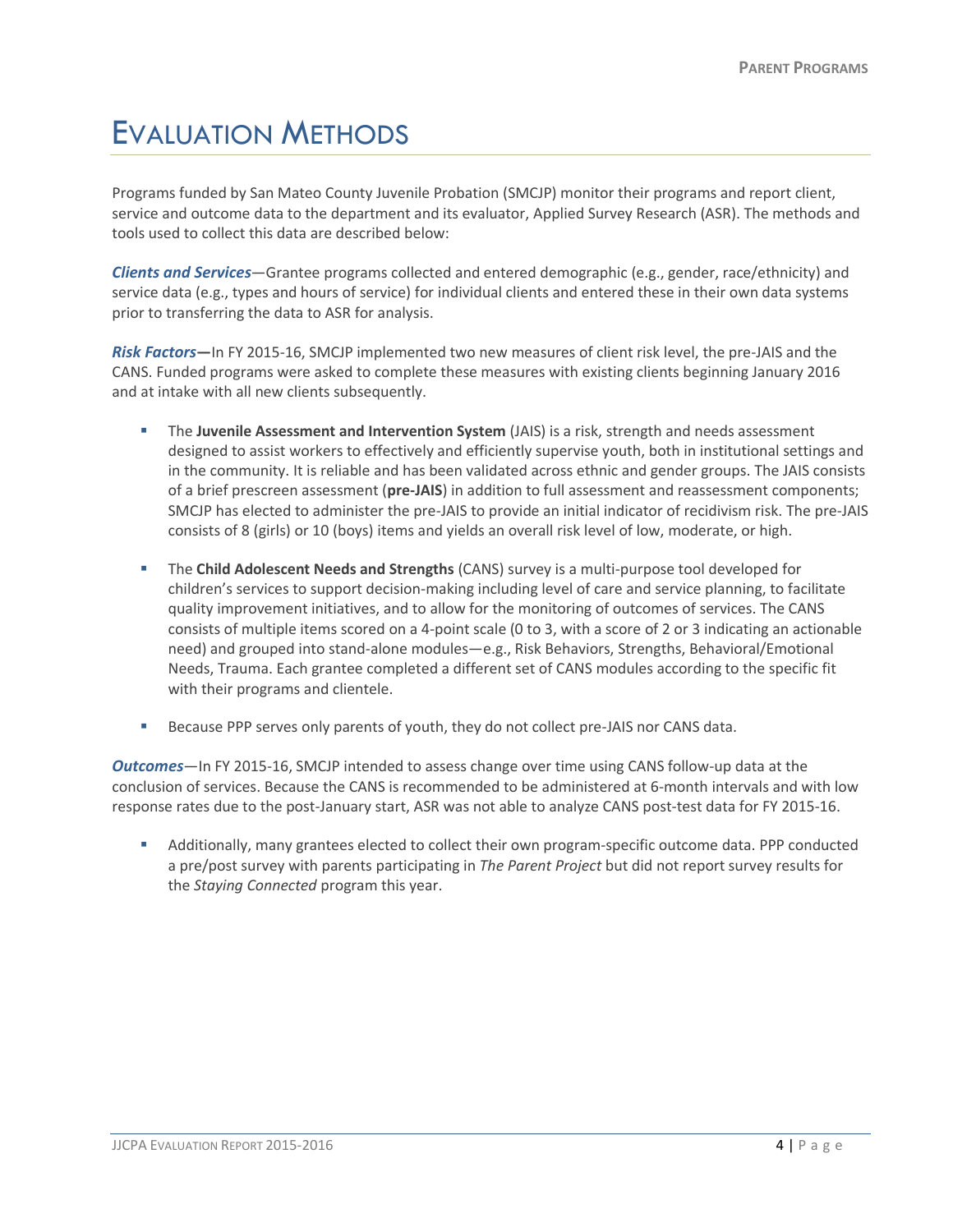# Evaluation Methods

Programs funded by San Mateo County Juvenile Probation (SMCJP) monitor their programs and report client, service and outcome data to the department and its evaluator, Applied Survey Research (ASR). The methods and tools used to collect this data are described below:

***Clients and Services***—Grantee programs collected and entered demographic (e.g., gender, race/ethnicity) and service data (e.g., types and hours of service) for individual clients and entered these in their own data systems prior to transferring the data to ASR for analysis.

***Risk Factors*—**In FY 2015-16, SMCJP implemented two new measures of client risk level, the pre-JAIS and the CANS. Funded programs were asked to complete these measures with existing clients beginning January 2016 and at intake with all new clients subsequently.

- The **Juvenile Assessment and Intervention System** (JAIS) is a risk, strength and needs assessment designed to assist workers to effectively and efficiently supervise youth, both in institutional settings and in the community. It is reliable and has been validated across ethnic and gender groups. The JAIS consists of a brief prescreen assessment (**pre-JAIS**) in addition to full assessment and reassessment components; SMCJP has elected to administer the pre-JAIS to provide an initial indicator of recidivism risk. The pre-JAIS consists of 8 (girls) or 10 (boys) items and yields an overall risk level of low, moderate, or high.
- The **Child Adolescent Needs and Strengths** (CANS) survey is a multi-purpose tool developed for children's services to support decision-making including level of care and service planning, to facilitate quality improvement initiatives, and to allow for the monitoring of outcomes of services. The CANS consists of multiple items scored on a 4-point scale (0 to 3, with a score of 2 or 3 indicating an actionable need) and grouped into stand-alone modules—e.g., Risk Behaviors, Strengths, Behavioral/Emotional Needs, Trauma. Each grantee completed a different set of CANS modules according to the specific fit with their programs and clientele.
- Because PPP serves only parents of youth, they do not collect pre-JAIS nor CANS data.

***Outcomes***—In FY 2015-16, SMCJP intended to assess change over time using CANS follow-up data at the conclusion of services. Because the CANS is recommended to be administered at 6-month intervals and with low response rates due to the post-January start, ASR was not able to analyze CANS post-test data for FY 2015-16.

- Additionally, many grantees elected to collect their own program-specific outcome data. PPP conducted a pre/post survey with parents participating in *The Parent Project* but did not report survey results for the *Staying Connected* program this year.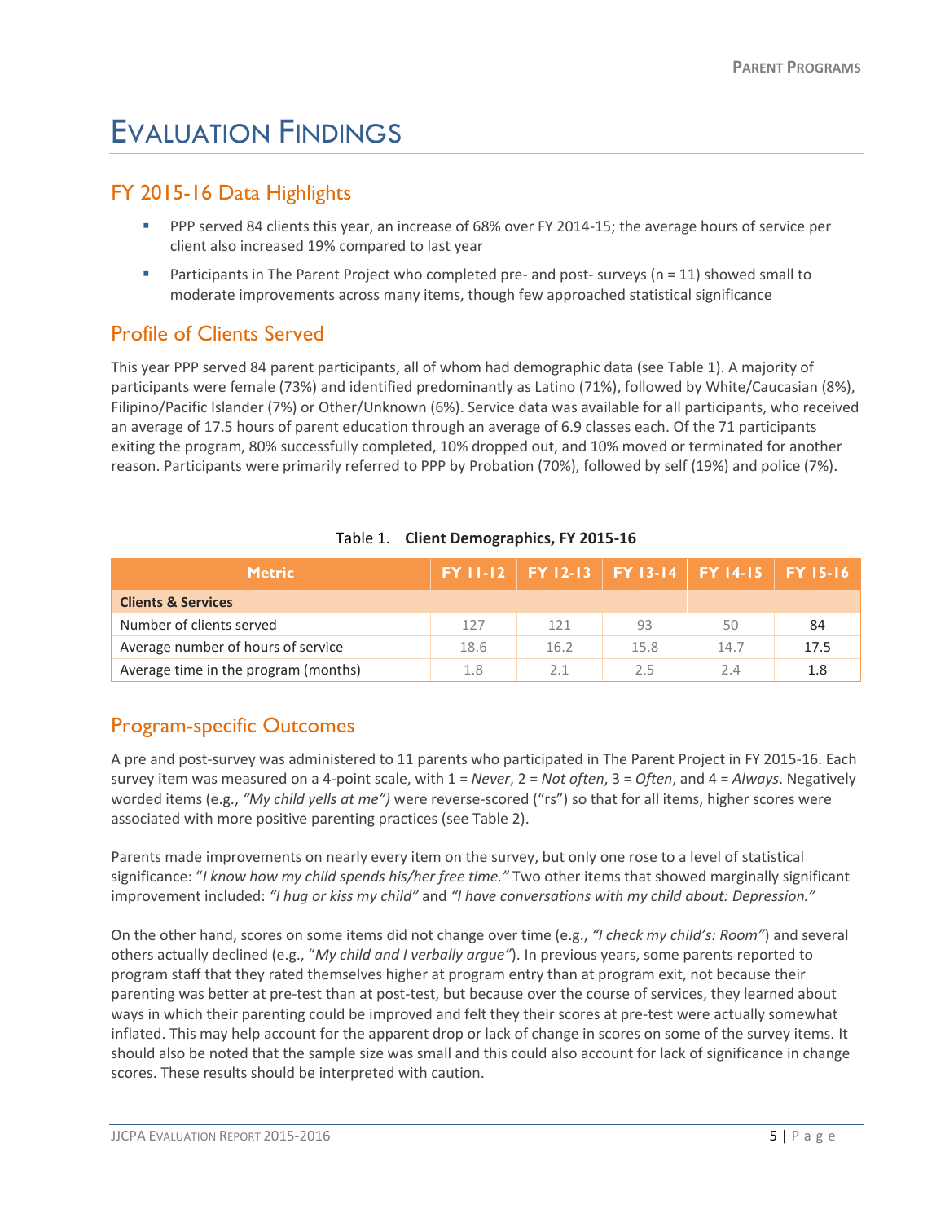# Evaluation Findings

## FY 2015-16 Data Highlights

- PPP served 84 clients this year, an increase of 68% over FY 2014-15; the average hours of service per client also increased 19% compared to last year
- Participants in The Parent Project who completed pre- and post- surveys (n = 11) showed small to moderate improvements across many items, though few approached statistical significance

## Profile of Clients Served

This year PPP served 84 parent participants, all of whom had demographic data (see Table 1). A majority of participants were female (73%) and identified predominantly as Latino (71%), followed by White/Caucasian (8%), Filipino/Pacific Islander (7%) or Other/Unknown (6%). Service data was available for all participants, who received an average of 17.5 hours of parent education through an average of 6.9 classes each. Of the 71 participants exiting the program, 80% successfully completed, 10% dropped out, and 10% moved or terminated for another reason. Participants were primarily referred to PPP by Probation (70%), followed by self (19%) and police (7%).

Table 1. **Client Demographics, FY 2015-16**

| Metric | FY 11-12 | FY 12-13 | FY 13-14 | FY 14-15 | FY 15-16 |
|---|---|---|---|---|---|
| **Clients & Services** | | | | | |
| Number of clients served | 127 | 121 | 93 | 50 | 84 |
| Average number of hours of service | 18.6 | 16.2 | 15.8 | 14.7 | 17.5 |
| Average time in the program (months) | 1.8 | 2.1 | 2.5 | 2.4 | 1.8 |

## Program-specific Outcomes

A pre and post-survey was administered to 11 parents who participated in The Parent Project in FY 2015-16. Each survey item was measured on a 4-point scale, with 1 = *Never*, 2 = *Not often*, 3 = *Often*, and 4 = *Always*. Negatively worded items (e.g., *"My child yells at me")* were reverse-scored ("rs") so that for all items, higher scores were associated with more positive parenting practices (see Table 2).

Parents made improvements on nearly every item on the survey, but only one rose to a level of statistical significance: "*I know how my child spends his/her free time."* Two other items that showed marginally significant improvement included: *"I hug or kiss my child"* and *"I have conversations with my child about: Depression."*

On the other hand, scores on some items did not change over time (e.g., *"I check my child's: Room"*) and several others actually declined (e.g., "*My child and I verbally argue"*). In previous years, some parents reported to program staff that they rated themselves higher at program entry than at program exit, not because their parenting was better at pre-test than at post-test, but because over the course of services, they learned about ways in which their parenting could be improved and felt they their scores at pre-test were actually somewhat inflated. This may help account for the apparent drop or lack of change in scores on some of the survey items. It should also be noted that the sample size was small and this could also account for lack of significance in change scores. These results should be interpreted with caution.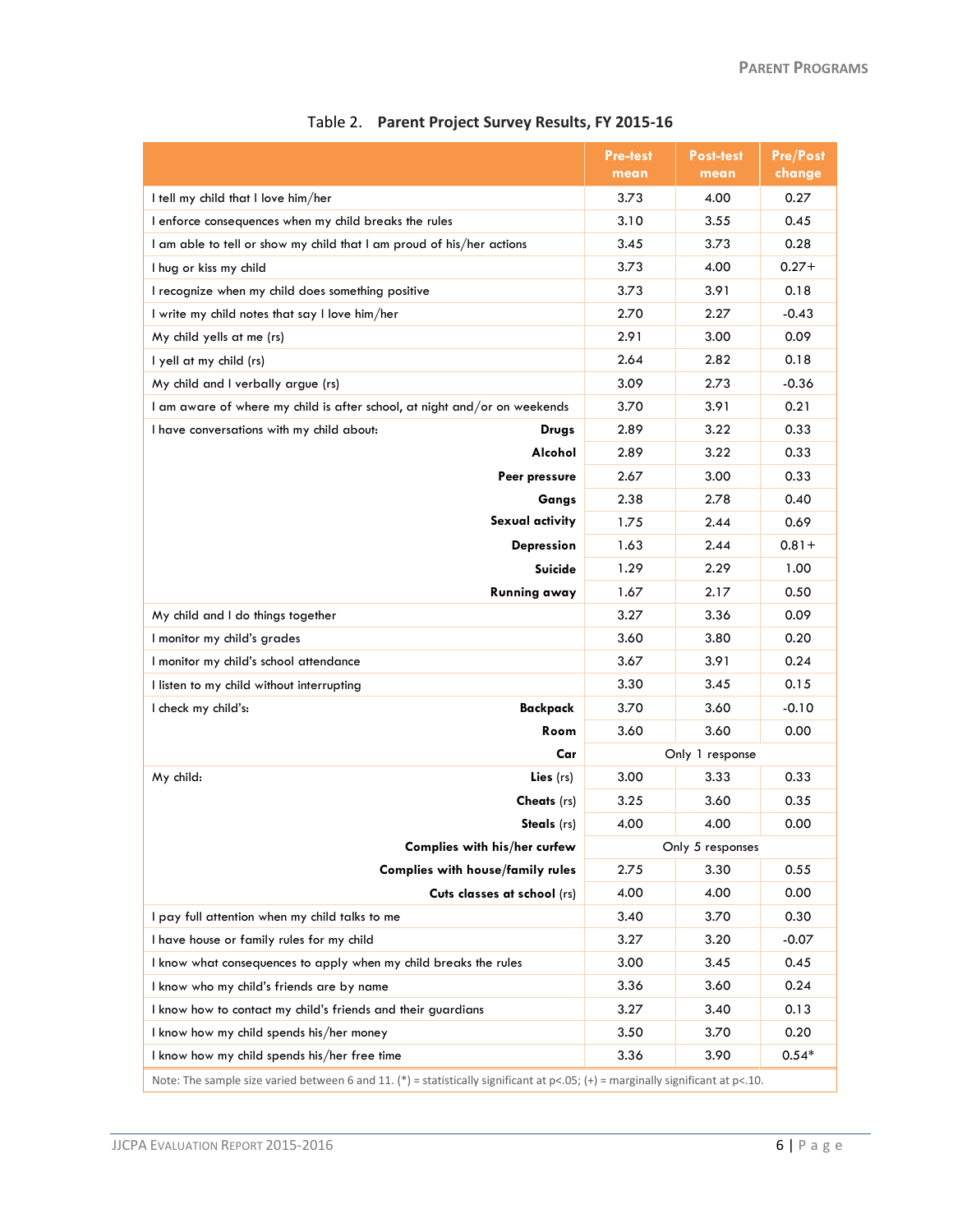Table 2. **Parent Project Survey Results, FY 2015-16**

| | | Pre-test mean | Post-test mean | Pre/Post change |
|---|---|---|---|---|
| I tell my child that I love him/her | | 3.73 | 4.00 | 0.27 |
| I enforce consequences when my child breaks the rules | | 3.10 | 3.55 | 0.45 |
| I am able to tell or show my child that I am proud of his/her actions | | 3.45 | 3.73 | 0.28 |
| I hug or kiss my child | | 3.73 | 4.00 | 0.27+ |
| I recognize when my child does something positive | | 3.73 | 3.91 | 0.18 |
| I write my child notes that say I love him/her | | 2.70 | 2.27 | -0.43 |
| My child yells at me (rs) | | 2.91 | 3.00 | 0.09 |
| I yell at my child (rs) | | 2.64 | 2.82 | 0.18 |
| My child and I verbally argue (rs) | | 3.09 | 2.73 | -0.36 |
| I am aware of where my child is after school, at night and/or on weekends | | 3.70 | 3.91 | 0.21 |
| I have conversations with my child about: | **Drugs** | 2.89 | 3.22 | 0.33 |
| | **Alcohol** | 2.89 | 3.22 | 0.33 |
| | **Peer pressure** | 2.67 | 3.00 | 0.33 |
| | **Gangs** | 2.38 | 2.78 | 0.40 |
| | **Sexual activity** | 1.75 | 2.44 | 0.69 |
| | **Depression** | 1.63 | 2.44 | 0.81+ |
| | **Suicide** | 1.29 | 2.29 | 1.00 |
| | **Running away** | 1.67 | 2.17 | 0.50 |
| My child and I do things together | | 3.27 | 3.36 | 0.09 |
| I monitor my child's grades | | 3.60 | 3.80 | 0.20 |
| I monitor my child's school attendance | | 3.67 | 3.91 | 0.24 |
| I listen to my child without interrupting | | 3.30 | 3.45 | 0.15 |
| I check my child's: | **Backpack** | 3.70 | 3.60 | -0.10 |
| | **Room** | 3.60 | 3.60 | 0.00 |
| | **Car** | Only 1 response | | |
| My child: | **Lies** (rs) | 3.00 | 3.33 | 0.33 |
| | **Cheats** (rs) | 3.25 | 3.60 | 0.35 |
| | **Steals** (rs) | 4.00 | 4.00 | 0.00 |
| | **Complies with his/her curfew** | Only 5 responses | | |
| | **Complies with house/family rules** | 2.75 | 3.30 | 0.55 |
| | **Cuts classes at school** (rs) | 4.00 | 4.00 | 0.00 |
| I pay full attention when my child talks to me | | 3.40 | 3.70 | 0.30 |
| I have house or family rules for my child | | 3.27 | 3.20 | -0.07 |
| I know what consequences to apply when my child breaks the rules | | 3.00 | 3.45 | 0.45 |
| I know who my child's friends are by name | | 3.36 | 3.60 | 0.24 |
| I know how to contact my child's friends and their guardians | | 3.27 | 3.40 | 0.13 |
| I know how my child spends his/her money | | 3.50 | 3.70 | 0.20 |
| I know how my child spends his/her free time | | 3.36 | 3.90 | 0.54* |

Note: The sample size varied between 6 and 11. (*) = statistically significant at $p<.05$; (+) = marginally significant at $p<.10$.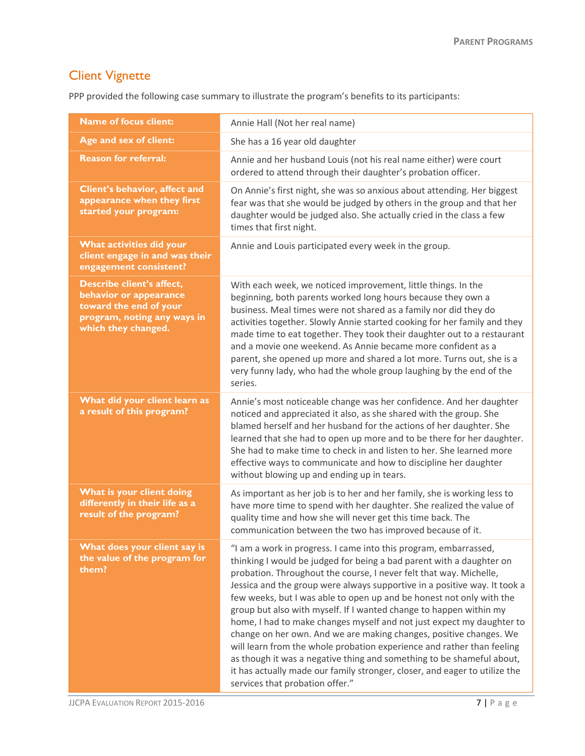## Client Vignette

PPP provided the following case summary to illustrate the program's benefits to its participants:

| | |
|---|---|
| **Name of focus client:** | Annie Hall (Not her real name) |
| **Age and sex of client:** | She has a 16 year old daughter |
| **Reason for referral:** | Annie and her husband Louis (not his real name either) were court ordered to attend through their daughter's probation officer. |
| **Client's behavior, affect and appearance when they first started your program:** | On Annie's first night, she was so anxious about attending. Her biggest fear was that she would be judged by others in the group and that her daughter would be judged also. She actually cried in the class a few times that first night. |
| **What activities did your client engage in and was their engagement consistent?** | Annie and Louis participated every week in the group. |
| **Describe client's affect, behavior or appearance toward the end of your program, noting any ways in which they changed.** | With each week, we noticed improvement, little things. In the beginning, both parents worked long hours because they own a business. Meal times were not shared as a family nor did they do activities together. Slowly Annie started cooking for her family and they made time to eat together. They took their daughter out to a restaurant and a movie one weekend. As Annie became more confident as a parent, she opened up more and shared a lot more. Turns out, she is a very funny lady, who had the whole group laughing by the end of the series. |
| **What did your client learn as a result of this program?** | Annie's most noticeable change was her confidence. And her daughter noticed and appreciated it also, as she shared with the group. She blamed herself and her husband for the actions of her daughter. She learned that she had to open up more and to be there for her daughter. She had to make time to check in and listen to her. She learned more effective ways to communicate and how to discipline her daughter without blowing up and ending up in tears. |
| **What is your client doing differently in their life as a result of the program?** | As important as her job is to her and her family, she is working less to have more time to spend with her daughter. She realized the value of quality time and how she will never get this time back. The communication between the two has improved because of it. |
| **What does your client say is the value of the program for them?** | "I am a work in progress. I came into this program, embarrassed, thinking I would be judged for being a bad parent with a daughter on probation. Throughout the course, I never felt that way. Michelle, Jessica and the group were always supportive in a positive way. It took a few weeks, but I was able to open up and be honest not only with the group but also with myself. If I wanted change to happen within my home, I had to make changes myself and not just expect my daughter to change on her own. And we are making changes, positive changes. We will learn from the whole probation experience and rather than feeling as though it was a negative thing and something to be shameful about, it has actually made our family stronger, closer, and eager to utilize the services that probation offer." |